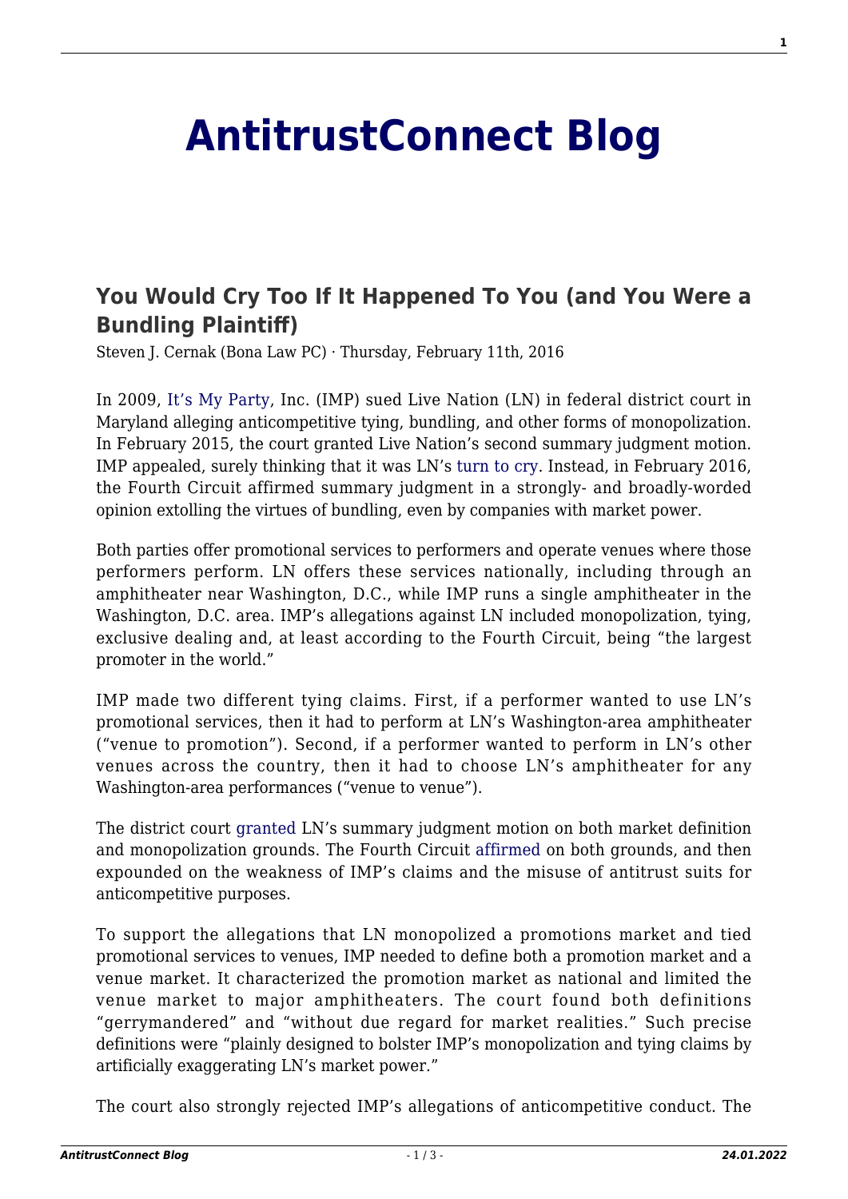# AntitrustConnect Blog

## You Would Cry Too If It Happened To You (and You Were a Bundling Plaintiff)

Steven J. Cernak (Bona Law PC) · Thursday, February 11th, 2016

In 2009, It's My Party, Inc. (IMP) sued Live Nation (LN) in federal district court in Maryland alleging anticompetitive tying, bundling, and other forms of monopolization. In February 2015, the court granted Live Nation's second summary judgment motion. IMP appealed, surely thinking that it was LN's turn to cry. Instead, in February 2016, the Fourth Circuit affirmed summary judgment in a strongly- and broadly-worded opinion extolling the virtues of bundling, even by companies with market power.

Both parties offer promotional services to performers and operate venues where those performers perform. LN offers these services nationally, including through an amphitheater near Washington, D.C., while IMP runs a single amphitheater in the Washington, D.C. area. IMP's allegations against LN included monopolization, tying, exclusive dealing and, at least according to the Fourth Circuit, being "the largest promoter in the world."

IMP made two different tying claims. First, if a performer wanted to use LN's promotional services, then it had to perform at LN's Washington-area amphitheater ("venue to promotion"). Second, if a performer wanted to perform in LN's other venues across the country, then it had to choose LN's amphitheater for any Washington-area performances ("venue to venue").

The district court granted LN's summary judgment motion on both market definition and monopolization grounds. The Fourth Circuit affirmed on both grounds, and then expounded on the weakness of IMP's claims and the misuse of antitrust suits for anticompetitive purposes.

To support the allegations that LN monopolized a promotions market and tied promotional services to venues, IMP needed to define both a promotion market and a venue market. It characterized the promotion market as national and limited the venue market to major amphitheaters. The court found both definitions "gerrymandered" and "without due regard for market realities." Such precise definitions were "plainly designed to bolster IMP's monopolization and tying claims by artificially exaggerating LN's market power."

The court also strongly rejected IMP's allegations of anticompetitive conduct. The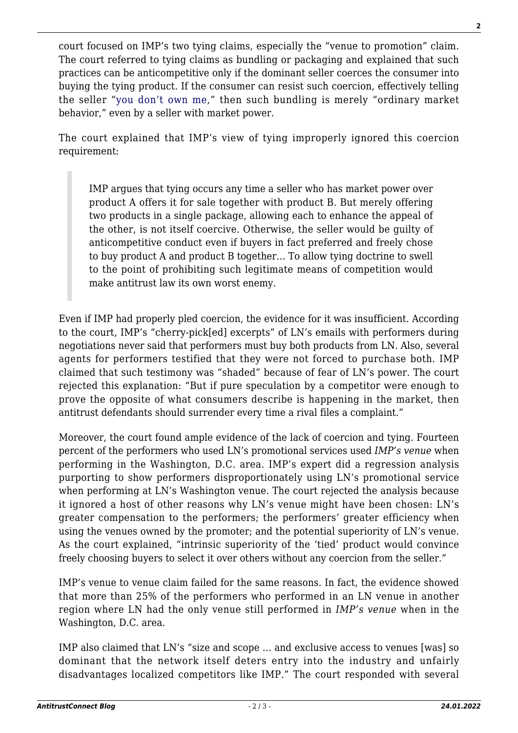court focused on IMP's two tying claims, especially the "venue to promotion" claim. The court referred to tying claims as bundling or packaging and explained that such practices can be anticompetitive only if the dominant seller coerces the consumer into buying the tying product. If the consumer can resist such coercion, effectively telling the seller "you don't own me," then such bundling is merely "ordinary market behavior," even by a seller with market power.

The court explained that IMP's view of tying improperly ignored this coercion requirement:

> IMP argues that tying occurs any time a seller who has market power over product A offers it for sale together with product B. But merely offering two products in a single package, allowing each to enhance the appeal of the other, is not itself coercive. Otherwise, the seller would be guilty of anticompetitive conduct even if buyers in fact preferred and freely chose to buy product A and product B together… To allow tying doctrine to swell to the point of prohibiting such legitimate means of competition would make antitrust law its own worst enemy.

Even if IMP had properly pled coercion, the evidence for it was insufficient. According to the court, IMP's "cherry-pick[ed] excerpts" of LN's emails with performers during negotiations never said that performers must buy both products from LN. Also, several agents for performers testified that they were not forced to purchase both. IMP claimed that such testimony was "shaded" because of fear of LN's power. The court rejected this explanation: "But if pure speculation by a competitor were enough to prove the opposite of what consumers describe is happening in the market, then antitrust defendants should surrender every time a rival files a complaint."

Moreover, the court found ample evidence of the lack of coercion and tying. Fourteen percent of the performers who used LN's promotional services used *IMP's venue* when performing in the Washington, D.C. area. IMP's expert did a regression analysis purporting to show performers disproportionately using LN's promotional service when performing at LN's Washington venue. The court rejected the analysis because it ignored a host of other reasons why LN's venue might have been chosen: LN's greater compensation to the performers; the performers' greater efficiency when using the venues owned by the promoter; and the potential superiority of LN's venue. As the court explained, "intrinsic superiority of the 'tied' product would convince freely choosing buyers to select it over others without any coercion from the seller."

IMP's venue to venue claim failed for the same reasons. In fact, the evidence showed that more than 25% of the performers who performed in an LN venue in another region where LN had the only venue still performed in *IMP's venue* when in the Washington, D.C. area.

IMP also claimed that LN's "size and scope … and exclusive access to venues [was] so dominant that the network itself deters entry into the industry and unfairly disadvantages localized competitors like IMP." The court responded with several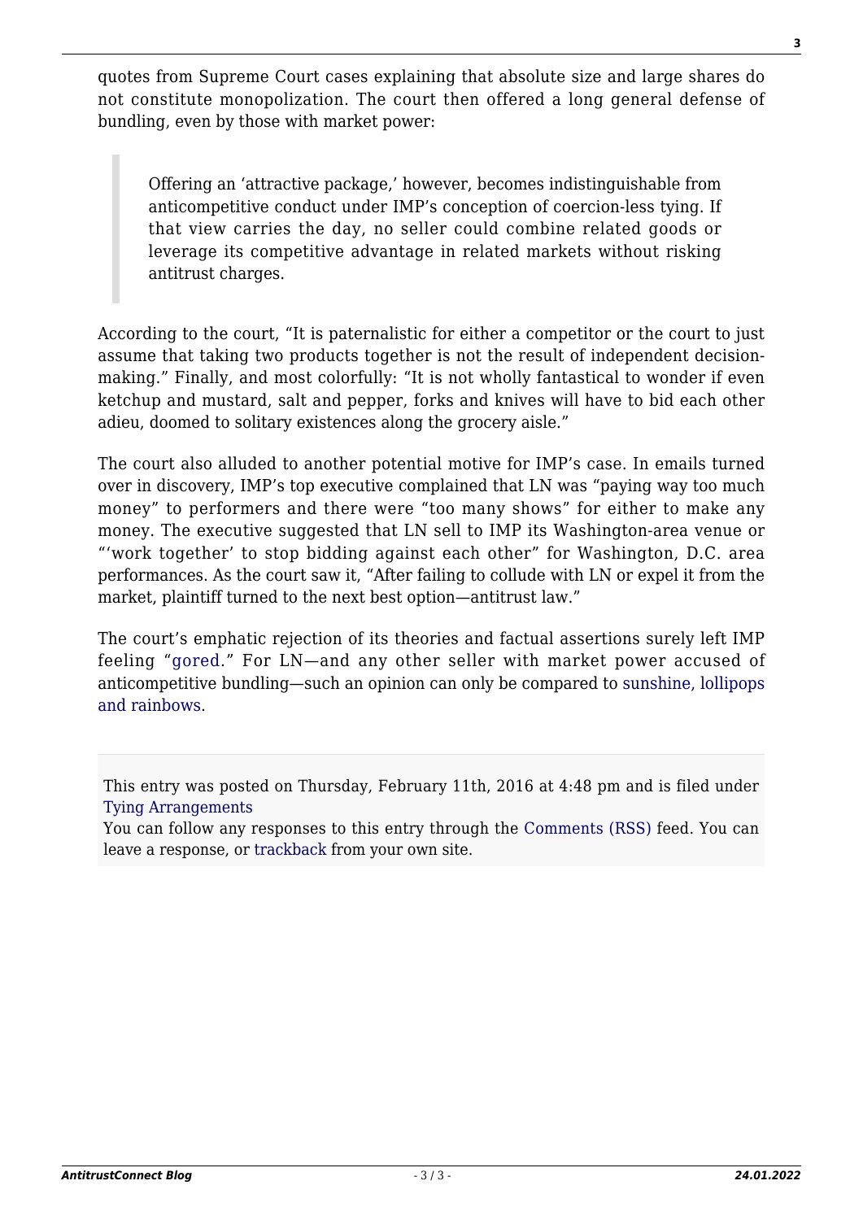quotes from Supreme Court cases explaining that absolute size and large shares do not constitute monopolization. The court then offered a long general defense of bundling, even by those with market power:

> Offering an 'attractive package,' however, becomes indistinguishable from anticompetitive conduct under IMP's conception of coercion-less tying. If that view carries the day, no seller could combine related goods or leverage its competitive advantage in related markets without risking antitrust charges.

According to the court, "It is paternalistic for either a competitor or the court to just assume that taking two products together is not the result of independent decision-making." Finally, and most colorfully: "It is not wholly fantastical to wonder if even ketchup and mustard, salt and pepper, forks and knives will have to bid each other adieu, doomed to solitary existences along the grocery aisle."

The court also alluded to another potential motive for IMP's case. In emails turned over in discovery, IMP's top executive complained that LN was "paying way too much money" to performers and there were "too many shows" for either to make any money. The executive suggested that LN sell to IMP its Washington-area venue or "'work together' to stop bidding against each other" for Washington, D.C. area performances. As the court saw it, "After failing to collude with LN or expel it from the market, plaintiff turned to the next best option—antitrust law."

The court's emphatic rejection of its theories and factual assertions surely left IMP feeling "gored." For LN—and any other seller with market power accused of anticompetitive bundling—such an opinion can only be compared to sunshine, lollipops and rainbows.

This entry was posted on Thursday, February 11th, 2016 at 4:48 pm and is filed under Tying Arrangements
You can follow any responses to this entry through the Comments (RSS) feed. You can leave a response, or trackback from your own site.